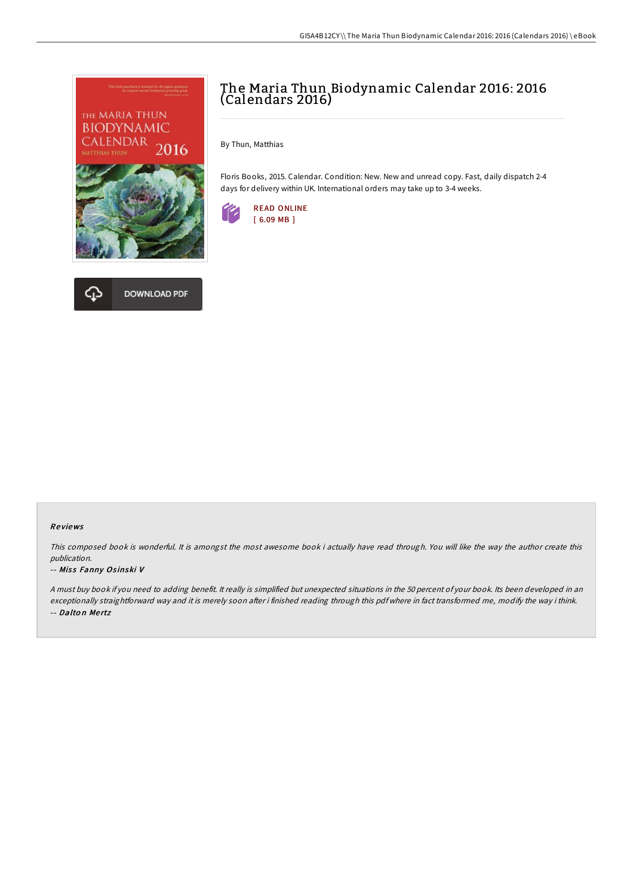# The Maria Thun Biodynamic Calendar 2016: 2016 (Calendars 2016)

By Thun, Matthias

Floris Books, 2015. Calendar. Condition: New. New and unread copy. Fast, daily dispatch 2-4 days for delivery within UK. International orders may take up to 3-4 weeks.

READ ONLINE
[ 6.09 MB ]

DOWNLOAD PDF

## Reviews

*This composed book is wonderful. It is amongst the most awesome book i actually have read through. You will like the way the author create this publication.*

*-- Miss Fanny Osinski V*

*A must buy book if you need to adding benefit. It really is simplified but unexpected situations in the 50 percent of your book. Its been developed in an exceptionally straightforward way and it is merely soon after i finished reading through this pdf where in fact transformed me, modify the way i think.*

*-- Dalton Mertz*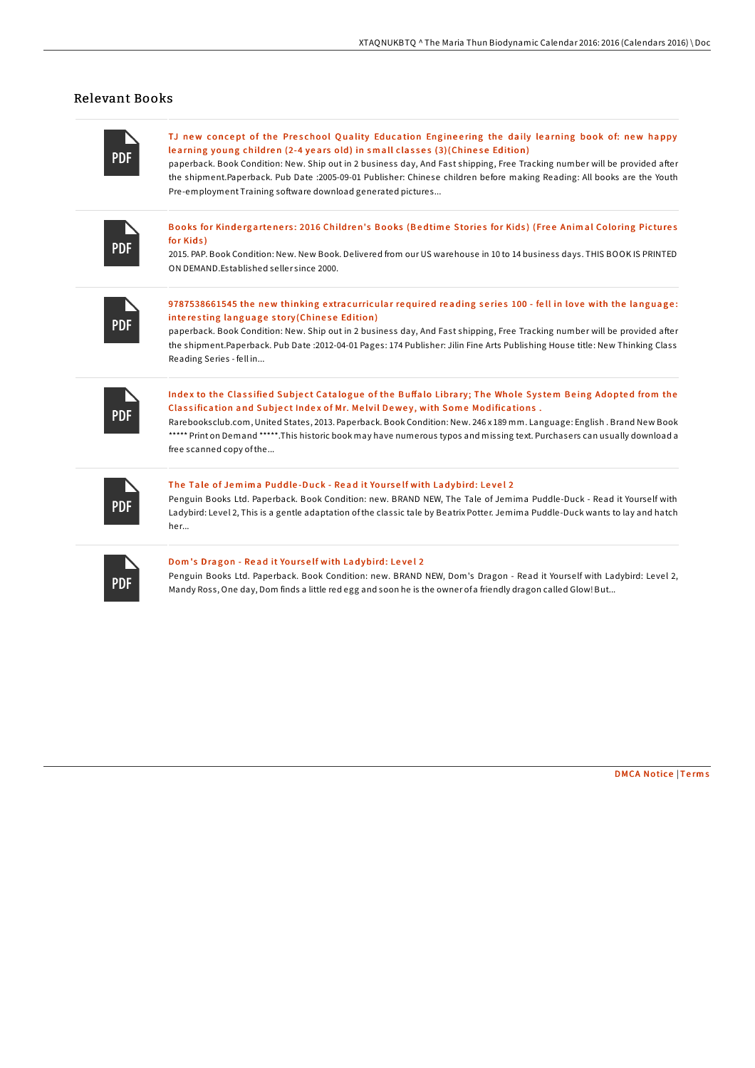## Relevant Books

PDF

**TJ new concept of the Preschool Quality Education Engineering the daily learning book of: new happy learning young children (2-4 years old) in small classes (3)(Chinese Edition)**

paperback. Book Condition: New. Ship out in 2 business day, And Fast shipping, Free Tracking number will be provided after the shipment.Paperback. Pub Date :2005-09-01 Publisher: Chinese children before making Reading: All books are the Youth Pre-employment Training software download generated pictures...

PDF

**Books for Kindergarteners: 2016 Children's Books (Bedtime Stories for Kids) (Free Animal Coloring Pictures for Kids)**

2015. PAP. Book Condition: New. New Book. Delivered from our US warehouse in 10 to 14 business days. THIS BOOK IS PRINTED ON DEMAND.Established seller since 2000.

PDF

**9787538661545 the new thinking extracurricular required reading series 100 - fell in love with the language: interesting language story(Chinese Edition)**

paperback. Book Condition: New. Ship out in 2 business day, And Fast shipping, Free Tracking number will be provided after the shipment.Paperback. Pub Date :2012-04-01 Pages: 174 Publisher: Jilin Fine Arts Publishing House title: New Thinking Class Reading Series - fell in...

PDF

**Index to the Classified Subject Catalogue of the Buffalo Library; The Whole System Being Adopted from the Classification and Subject Index of Mr. Melvil Dewey, with Some Modifications .**

Rarebooksclub.com, United States, 2013. Paperback. Book Condition: New. 246 x 189 mm. Language: English . Brand New Book ***** Print on Demand *****.This historic book may have numerous typos and missing text. Purchasers can usually download a free scanned copy of the...

PDF

**The Tale of Jemima Puddle-Duck - Read it Yourself with Ladybird: Level 2**

Penguin Books Ltd. Paperback. Book Condition: new. BRAND NEW, The Tale of Jemima Puddle-Duck - Read it Yourself with Ladybird: Level 2, This is a gentle adaptation of the classic tale by Beatrix Potter. Jemima Puddle-Duck wants to lay and hatch her...

PDF

**Dom's Dragon - Read it Yourself with Ladybird: Level 2**

Penguin Books Ltd. Paperback. Book Condition: new. BRAND NEW, Dom's Dragon - Read it Yourself with Ladybird: Level 2, Mandy Ross, One day, Dom finds a little red egg and soon he is the owner of a friendly dragon called Glow! But...